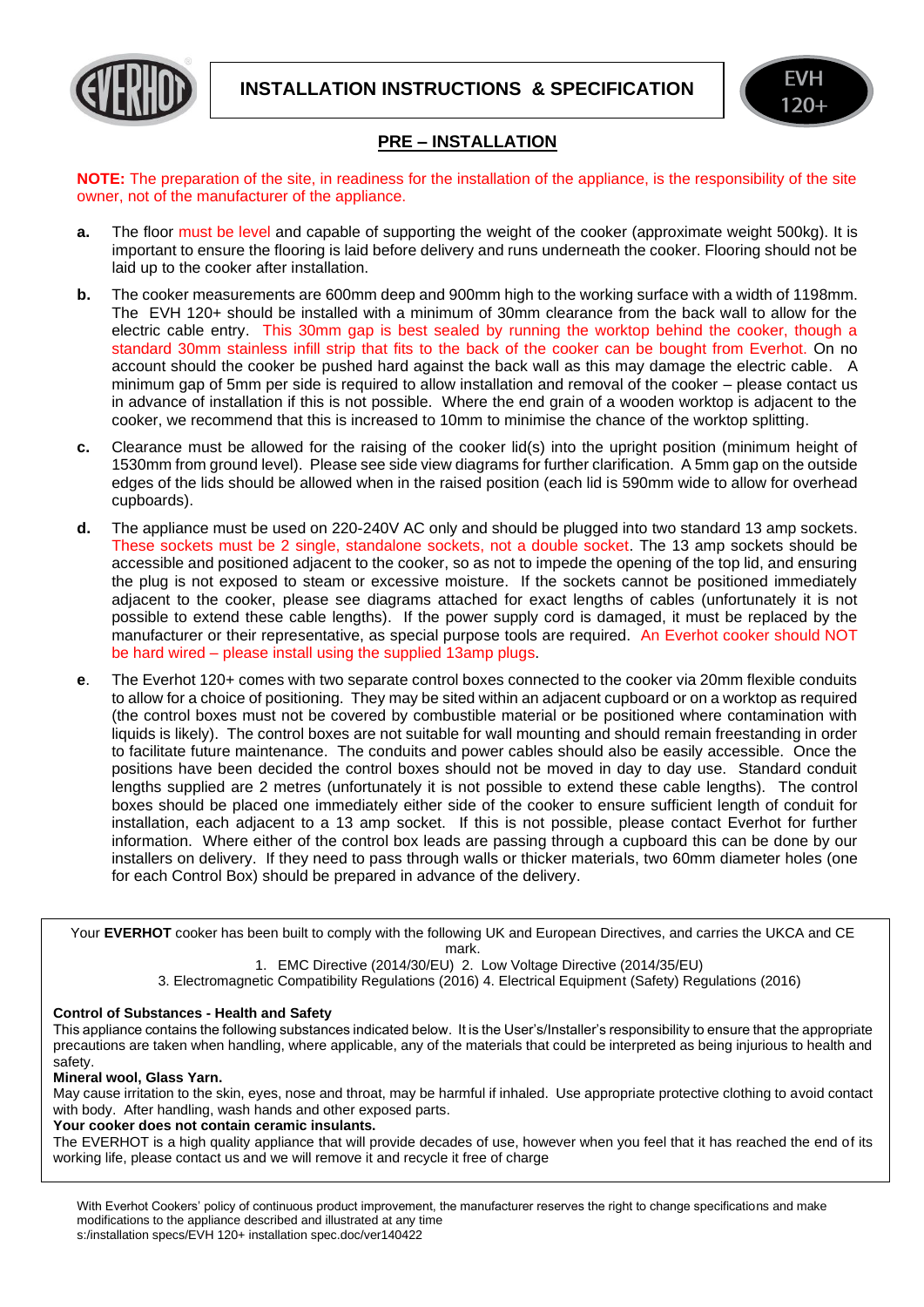# INSTALLATION INSTRUCTIONS & SPECIFICATION

EVH 120+

## PRE – INSTALLATION

**NOTE:** The preparation of the site, in readiness for the installation of the appliance, is the responsibility of the site owner, not of the manufacturer of the appliance.

**a.** The floor must be level and capable of supporting the weight of the cooker (approximate weight 500kg). It is important to ensure the flooring is laid before delivery and runs underneath the cooker. Flooring should not be laid up to the cooker after installation.

**b.** The cooker measurements are 600mm deep and 900mm high to the working surface with a width of 1198mm. The EVH 120+ should be installed with a minimum of 30mm clearance from the back wall to allow for the electric cable entry. This 30mm gap is best sealed by running the worktop behind the cooker, though a standard 30mm stainless infill strip that fits to the back of the cooker can be bought from Everhot. On no account should the cooker be pushed hard against the back wall as this may damage the electric cable. A minimum gap of 5mm per side is required to allow installation and removal of the cooker – please contact us in advance of installation if this is not possible. Where the end grain of a wooden worktop is adjacent to the cooker, we recommend that this is increased to 10mm to minimise the chance of the worktop splitting.

**c.** Clearance must be allowed for the raising of the cooker lid(s) into the upright position (minimum height of 1530mm from ground level). Please see side view diagrams for further clarification. A 5mm gap on the outside edges of the lids should be allowed when in the raised position (each lid is 590mm wide to allow for overhead cupboards).

**d.** The appliance must be used on 220-240V AC only and should be plugged into two standard 13 amp sockets. These sockets must be 2 single, standalone sockets, not a double socket. The 13 amp sockets should be accessible and positioned adjacent to the cooker, so as not to impede the opening of the top lid, and ensuring the plug is not exposed to steam or excessive moisture. If the sockets cannot be positioned immediately adjacent to the cooker, please see diagrams attached for exact lengths of cables (unfortunately it is not possible to extend these cable lengths). If the power supply cord is damaged, it must be replaced by the manufacturer or their representative, as special purpose tools are required. An Everhot cooker should NOT be hard wired – please install using the supplied 13amp plugs.

**e**. The Everhot 120+ comes with two separate control boxes connected to the cooker via 20mm flexible conduits to allow for a choice of positioning. They may be sited within an adjacent cupboard or on a worktop as required (the control boxes must not be covered by combustible material or be positioned where contamination with liquids is likely). The control boxes are not suitable for wall mounting and should remain freestanding in order to facilitate future maintenance. The conduits and power cables should also be easily accessible. Once the positions have been decided the control boxes should not be moved in day to day use. Standard conduit lengths supplied are 2 metres (unfortunately it is not possible to extend these cable lengths). The control boxes should be placed one immediately either side of the cooker to ensure sufficient length of conduit for installation, each adjacent to a 13 amp socket. If this is not possible, please contact Everhot for further information. Where either of the control box leads are passing through a cupboard this can be done by our installers on delivery. If they need to pass through walls or thicker materials, two 60mm diameter holes (one for each Control Box) should be prepared in advance of the delivery.

---

Your **EVERHOT** cooker has been built to comply with the following UK and European Directives, and carries the UKCA and CE mark.

1. EMC Directive (2014/30/EU) 2. Low Voltage Directive (2014/35/EU)
3. Electromagnetic Compatibility Regulations (2016) 4. Electrical Equipment (Safety) Regulations (2016)

**Control of Substances - Health and Safety**

This appliance contains the following substances indicated below. It is the User's/Installer's responsibility to ensure that the appropriate precautions are taken when handling, where applicable, any of the materials that could be interpreted as being injurious to health and safety.

**Mineral wool, Glass Yarn.**

May cause irritation to the skin, eyes, nose and throat, may be harmful if inhaled. Use appropriate protective clothing to avoid contact with body. After handling, wash hands and other exposed parts.

**Your cooker does not contain ceramic insulants.**

The EVERHOT is a high quality appliance that will provide decades of use, however when you feel that it has reached the end of its working life, please contact us and we will remove it and recycle it free of charge

---

With Everhot Cookers' policy of continuous product improvement, the manufacturer reserves the right to change specifications and make modifications to the appliance described and illustrated at any time

s:/installation specs/EVH 120+ installation spec.doc/ver140422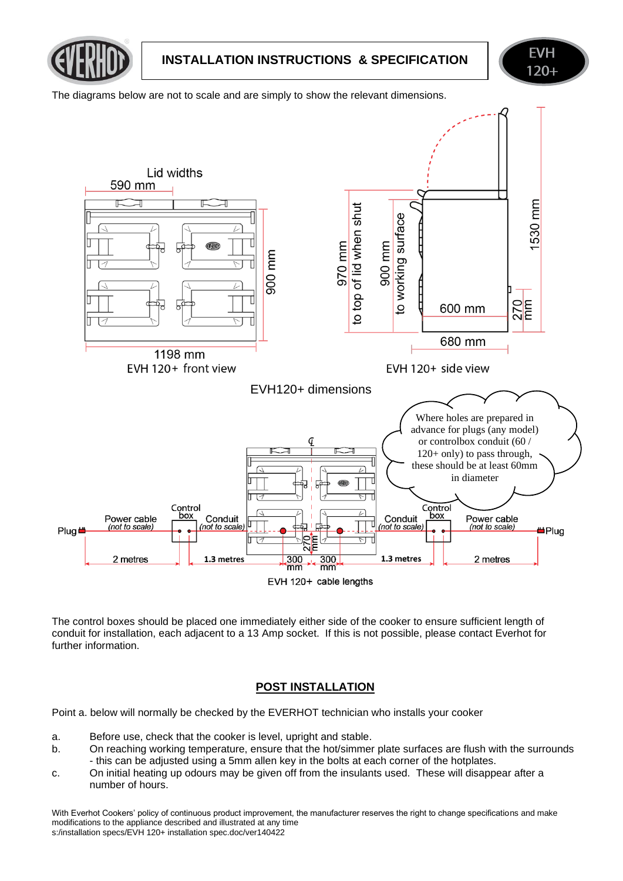# INSTALLATION INSTRUCTIONS & SPECIFICATION

The diagrams below are not to scale and are simply to show the relevant dimensions.

Lid widths
590 mm
900 mm
1198 mm
EVH 120+ front view

970 mm to top of lid when shut
900 mm to working surface
1530 mm
600 mm
270 mm
680 mm
EVH 120+ side view

EVH120+ dimensions

Where holes are prepared in advance for plugs (any model) or controlbox conduit (60 / 120+ only) to pass through, these should be at least 60mm in diameter

Plug
Power cable (not to scale)
Control box
Conduit (not to scale)
2 metres
1.3 metres
270 mm
300 mm
300 mm
1.3 metres
Conduit (not to scale)
Control box
Power cable (not to scale)
2 metres
Plug

EVH 120+ cable lengths

The control boxes should be placed one immediately either side of the cooker to ensure sufficient length of conduit for installation, each adjacent to a 13 Amp socket. If this is not possible, please contact Everhot for further information.

## POST INSTALLATION

Point a. below will normally be checked by the EVERHOT technician who installs your cooker

a. Before use, check that the cooker is level, upright and stable.
b. On reaching working temperature, ensure that the hot/simmer plate surfaces are flush with the surrounds - this can be adjusted using a 5mm allen key in the bolts at each corner of the hotplates.
c. On initial heating up odours may be given off from the insulants used. These will disappear after a number of hours.

With Everhot Cookers' policy of continuous product improvement, the manufacturer reserves the right to change specifications and make modifications to the appliance described and illustrated at any time
s:/installation specs/EVH 120+ installation spec.doc/ver140422